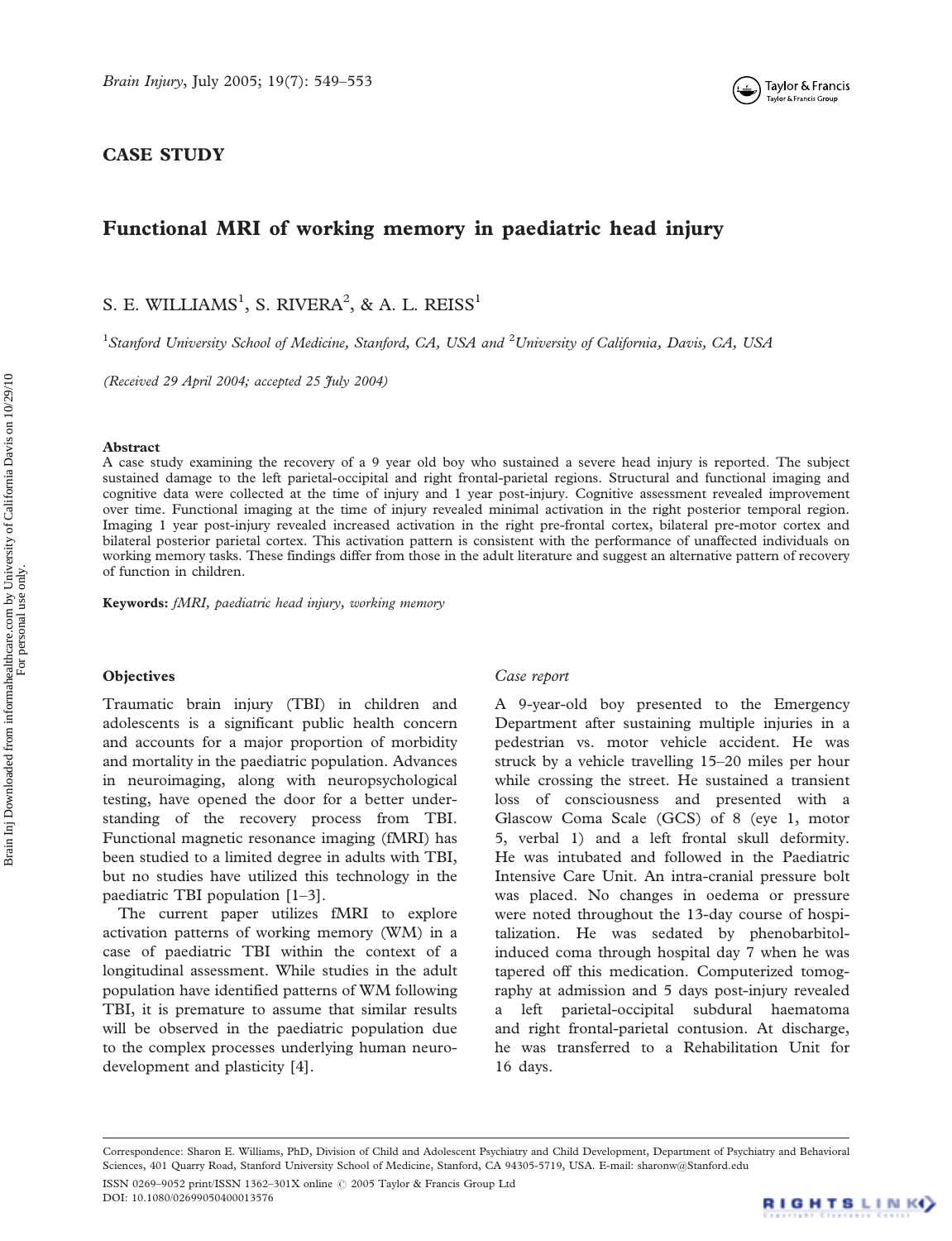## CASE STUDY

# Functional MRI of working memory in paediatric head injury

S. E. WILLIAMS[1], S. RIVERA[2], & A. L. REISS[1]

[1]*Stanford University School of Medicine, Stanford, CA, USA and* [2]*University of California, Davis, CA, USA*

*(Received 29 April 2004; accepted 25 July 2004)*

### Abstract

A case study examining the recovery of a 9 year old boy who sustained a severe head injury is reported. The subject sustained damage to the left parietal-occipital and right frontal-parietal regions. Structural and functional imaging and cognitive data were collected at the time of injury and 1 year post-injury. Cognitive assessment revealed improvement over time. Functional imaging at the time of injury revealed minimal activation in the right posterior temporal region. Imaging 1 year post-injury revealed increased activation in the right pre-frontal cortex, bilateral pre-motor cortex and bilateral posterior parietal cortex. This activation pattern is consistent with the performance of unaffected individuals on working memory tasks. These findings differ from those in the adult literature and suggest an alternative pattern of recovery of function in children.

**Keywords:** *fMRI, paediatric head injury, working memory*

## Objectives

Traumatic brain injury (TBI) in children and adolescents is a significant public health concern and accounts for a major proportion of morbidity and mortality in the paediatric population. Advances in neuroimaging, along with neuropsychological testing, have opened the door for a better understanding of the recovery process from TBI. Functional magnetic resonance imaging (fMRI) has been studied to a limited degree in adults with TBI, but no studies have utilized this technology in the paediatric TBI population [1–3].

The current paper utilizes fMRI to explore activation patterns of working memory (WM) in a case of paediatric TBI within the context of a longitudinal assessment. While studies in the adult population have identified patterns of WM following TBI, it is premature to assume that similar results will be observed in the paediatric population due to the complex processes underlying human neurodevelopment and plasticity [4].

### *Case report*

A 9-year-old boy presented to the Emergency Department after sustaining multiple injuries in a pedestrian vs. motor vehicle accident. He was struck by a vehicle travelling 15–20 miles per hour while crossing the street. He sustained a transient loss of consciousness and presented with a Glascow Coma Scale (GCS) of 8 (eye 1, motor 5, verbal 1) and a left frontal skull deformity. He was intubated and followed in the Paediatric Intensive Care Unit. An intra-cranial pressure bolt was placed. No changes in oedema or pressure were noted throughout the 13-day course of hospitalization. He was sedated by phenobarbitol-induced coma through hospital day 7 when he was tapered off this medication. Computerized tomography at admission and 5 days post-injury revealed a left parietal-occipital subdural haematoma and right frontal-parietal contusion. At discharge, he was transferred to a Rehabilitation Unit for 16 days.

Correspondence: Sharon E. Williams, PhD, Division of Child and Adolescent Psychiatry and Child Development, Department of Psychiatry and Behavioral Sciences, 401 Quarry Road, Stanford University School of Medicine, Stanford, CA 94305-5719, USA. E-mail: sharonw@Stanford.edu

ISSN 0269–9052 print/ISSN 1362–301X online © 2005 Taylor & Francis Group Ltd
DOI: 10.1080/02699050400013576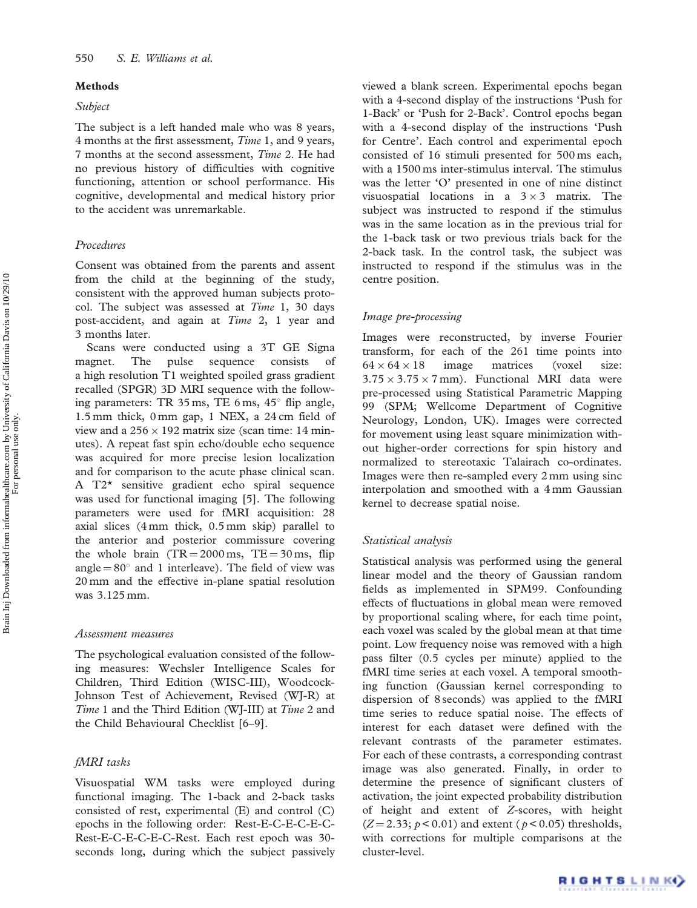## Methods

### *Subject*

The subject is a left handed male who was 8 years, 4 months at the first assessment, *Time* 1, and 9 years, 7 months at the second assessment, *Time* 2. He had no previous history of difficulties with cognitive functioning, attention or school performance. His cognitive, developmental and medical history prior to the accident was unremarkable.

### *Procedures*

Consent was obtained from the parents and assent from the child at the beginning of the study, consistent with the approved human subjects protocol. The subject was assessed at *Time* 1, 30 days post-accident, and again at *Time* 2, 1 year and 3 months later.

Scans were conducted using a 3T GE Signa magnet. The pulse sequence consists of a high resolution T1 weighted spoiled grass gradient recalled (SPGR) 3D MRI sequence with the following parameters: TR 35 ms, TE 6 ms, 45° flip angle, 1.5 mm thick, 0 mm gap, 1 NEX, a 24 cm field of view and a $256 \times 192$ matrix size (scan time: 14 minutes). A repeat fast spin echo/double echo sequence was acquired for more precise lesion localization and for comparison to the acute phase clinical scan. A T2* sensitive gradient echo spiral sequence was used for functional imaging [5]. The following parameters were used for fMRI acquisition: 28 axial slices (4 mm thick, 0.5 mm skip) parallel to the anterior and posterior commissure covering the whole brain (TR = 2000 ms, TE = 30 ms, flip angle = 80° and 1 interleave). The field of view was 20 mm and the effective in-plane spatial resolution was 3.125 mm.

### *Assessment measures*

The psychological evaluation consisted of the following measures: Wechsler Intelligence Scales for Children, Third Edition (WISC-III), Woodcock-Johnson Test of Achievement, Revised (WJ-R) at *Time* 1 and the Third Edition (WJ-III) at *Time* 2 and the Child Behavioural Checklist [6–9].

### *fMRI tasks*

Visuospatial WM tasks were employed during functional imaging. The 1-back and 2-back tasks consisted of rest, experimental (E) and control (C) epochs in the following order: Rest-E-C-E-C-E-C-Rest-E-C-E-C-E-C-Rest. Each rest epoch was 30-seconds long, during which the subject passively viewed a blank screen. Experimental epochs began with a 4-second display of the instructions 'Push for 1-Back' or 'Push for 2-Back'. Control epochs began with a 4-second display of the instructions 'Push for Centre'. Each control and experimental epoch consisted of 16 stimuli presented for 500 ms each, with a 1500 ms inter-stimulus interval. The stimulus was the letter 'O' presented in one of nine distinct visuospatial locations in a $3 \times 3$ matrix. The subject was instructed to respond if the stimulus was in the same location as in the previous trial for the 1-back task or two previous trials back for the 2-back task. In the control task, the subject was instructed to respond if the stimulus was in the centre position.

### *Image pre-processing*

Images were reconstructed, by inverse Fourier transform, for each of the 261 time points into $64 \times 64 \times 18$ image matrices (voxel size: $3.75 \times 3.75 \times 7$ mm). Functional MRI data were pre-processed using Statistical Parametric Mapping 99 (SPM; Wellcome Department of Cognitive Neurology, London, UK). Images were corrected for movement using least square minimization without higher-order corrections for spin history and normalized to stereotaxic Talairach co-ordinates. Images were then re-sampled every 2 mm using sinc interpolation and smoothed with a 4 mm Gaussian kernel to decrease spatial noise.

### *Statistical analysis*

Statistical analysis was performed using the general linear model and the theory of Gaussian random fields as implemented in SPM99. Confounding effects of fluctuations in global mean were removed by proportional scaling where, for each time point, each voxel was scaled by the global mean at that time point. Low frequency noise was removed with a high pass filter (0.5 cycles per minute) applied to the fMRI time series at each voxel. A temporal smoothing function (Gaussian kernel corresponding to dispersion of 8 seconds) was applied to the fMRI time series to reduce spatial noise. The effects of interest for each dataset were defined with the relevant contrasts of the parameter estimates. For each of these contrasts, a corresponding contrast image was also generated. Finally, in order to determine the presence of significant clusters of activation, the joint expected probability distribution of height and extent of *Z*-scores, with height ($Z = 2.33$; $p < 0.01$) and extent ($p < 0.05$) thresholds, with corrections for multiple comparisons at the cluster-level.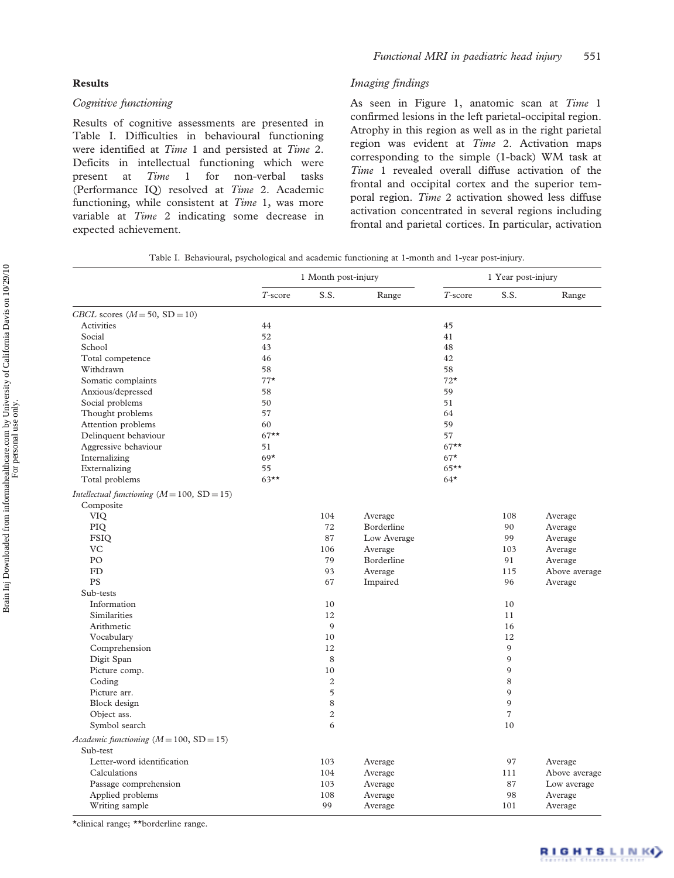## Results

### Cognitive functioning

Results of cognitive assessments are presented in Table I. Difficulties in behavioural functioning were identified at *Time* 1 and persisted at *Time* 2. Deficits in intellectual functioning which were present at *Time* 1 for non-verbal tasks (Performance IQ) resolved at *Time* 2. Academic functioning, while consistent at *Time* 1, was more variable at *Time* 2 indicating some decrease in expected achievement.

### Imaging findings

As seen in Figure 1, anatomic scan at *Time* 1 confirmed lesions in the left parietal-occipital region. Atrophy in this region as well as in the right parietal region was evident at *Time* 2. Activation maps corresponding to the simple (1-back) WM task at *Time* 1 revealed overall diffuse activation of the frontal and occipital cortex and the superior temporal region. *Time* 2 activation showed less diffuse activation concentrated in several regions including frontal and parietal cortices. In particular, activation

Table I. Behavioural, psychological and academic functioning at 1-month and 1-year post-injury.

| | 1 Month post-injury | | | 1 Year post-injury | | |
|---|---|---|---|---|---|---|
| | *T*-score | S.S. | Range | *T*-score | S.S. | Range |
| *CBCL scores* (*M* = 50, SD = 10) | | | | | | |
| Activities | 44 | | | 45 | | |
| Social | 52 | | | 41 | | |
| School | 43 | | | 48 | | |
| Total competence | 46 | | | 42 | | |
| Withdrawn | 58 | | | 58 | | |
| Somatic complaints | 77* | | | 72* | | |
| Anxious/depressed | 58 | | | 59 | | |
| Social problems | 50 | | | 51 | | |
| Thought problems | 57 | | | 64 | | |
| Attention problems | 60 | | | 59 | | |
| Delinquent behaviour | 67** | | | 57 | | |
| Aggressive behaviour | 51 | | | 67** | | |
| Internalizing | 69* | | | 67* | | |
| Externalizing | 55 | | | 65** | | |
| Total problems | 63** | | | 64* | | |
| *Intellectual functioning* (*M* = 100, SD = 15) | | | | | | |
| Composite | | | | | | |
| VIQ | | 104 | Average | | 108 | Average |
| PIQ | | 72 | Borderline | | 90 | Average |
| FSIQ | | 87 | Low Average | | 99 | Average |
| VC | | 106 | Average | | 103 | Average |
| PO | | 79 | Borderline | | 91 | Average |
| FD | | 93 | Average | | 115 | Above average |
| PS | | 67 | Impaired | | 96 | Average |
| Sub-tests | | | | | | |
| Information | | 10 | | | 10 | |
| Similarities | | 12 | | | 11 | |
| Arithmetic | | 9 | | | 16 | |
| Vocabulary | | 10 | | | 12 | |
| Comprehension | | 12 | | | 9 | |
| Digit Span | | 8 | | | 9 | |
| Picture comp. | | 10 | | | 9 | |
| Coding | | 2 | | | 8 | |
| Picture arr. | | 5 | | | 9 | |
| Block design | | 8 | | | 9 | |
| Object ass. | | 2 | | | 7 | |
| Symbol search | | 6 | | | 10 | |
| *Academic functioning* (*M* = 100, SD = 15) | | | | | | |
| Sub-test | | | | | | |
| Letter-word identification | | 103 | Average | | 97 | Average |
| Calculations | | 104 | Average | | 111 | Above average |
| Passage comprehension | | 103 | Average | | 87 | Low average |
| Applied problems | | 108 | Average | | 98 | Average |
| Writing sample | | 99 | Average | | 101 | Average |

*clinical range; **borderline range.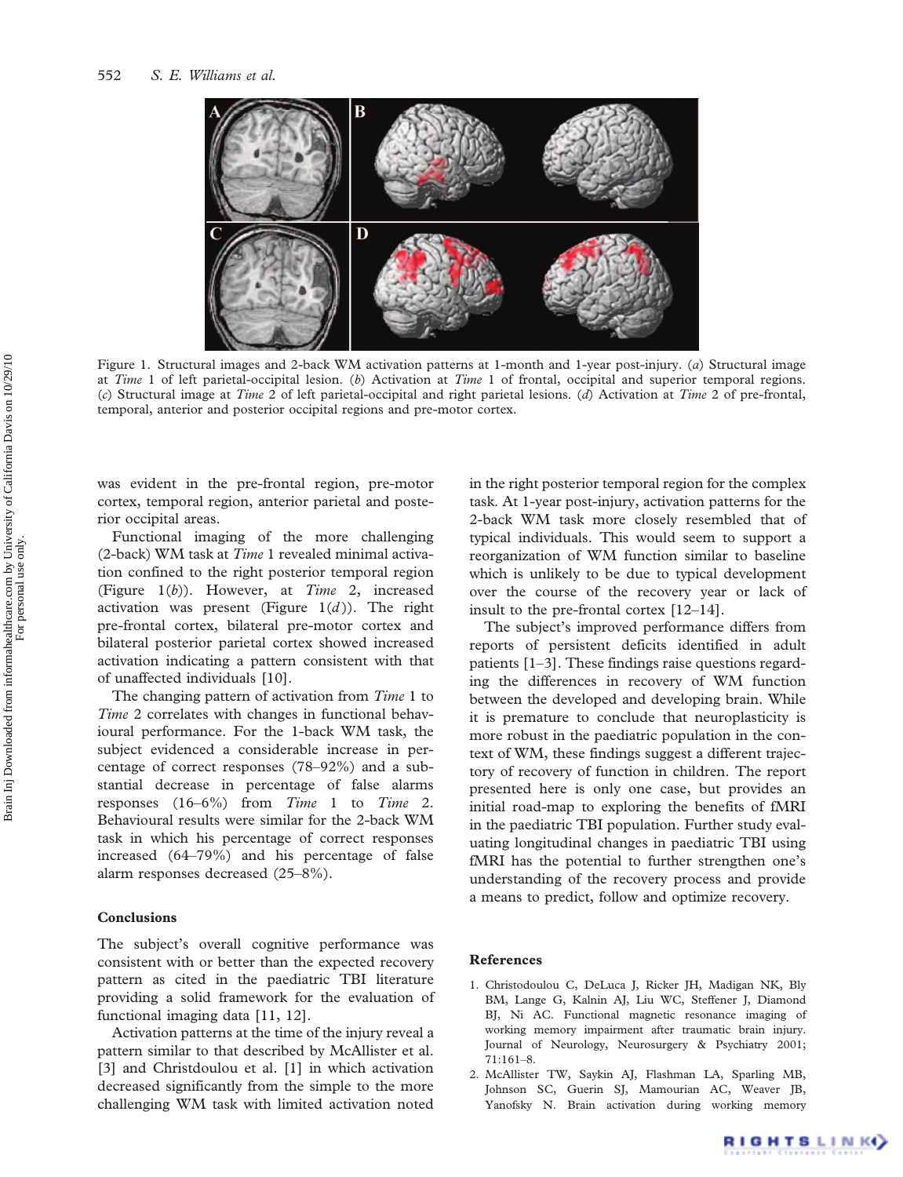Figure 1. Structural images and 2-back WM activation patterns at 1-month and 1-year post-injury. (*a*) Structural image at *Time* 1 of left parietal-occipital lesion. (*b*) Activation at *Time* 1 of frontal, occipital and superior temporal regions. (*c*) Structural image at *Time* 2 of left parietal-occipital and right parietal lesions. (*d*) Activation at *Time* 2 of pre-frontal, temporal, anterior and posterior occipital regions and pre-motor cortex.

was evident in the pre-frontal region, pre-motor cortex, temporal region, anterior parietal and posterior occipital areas.

Functional imaging of the more challenging (2-back) WM task at *Time* 1 revealed minimal activation confined to the right posterior temporal region (Figure 1(*b*)). However, at *Time* 2, increased activation was present (Figure 1(*d*)). The right pre-frontal cortex, bilateral pre-motor cortex and bilateral posterior parietal cortex showed increased activation indicating a pattern consistent with that of unaffected individuals [10].

The changing pattern of activation from *Time* 1 to *Time* 2 correlates with changes in functional behavioural performance. For the 1-back WM task, the subject evidenced a considerable increase in percentage of correct responses (78–92%) and a substantial decrease in percentage of false alarms responses (16–6%) from *Time* 1 to *Time* 2. Behavioural results were similar for the 2-back WM task in which his percentage of correct responses increased (64–79%) and his percentage of false alarm responses decreased (25–8%).

## Conclusions

The subject's overall cognitive performance was consistent with or better than the expected recovery pattern as cited in the paediatric TBI literature providing a solid framework for the evaluation of functional imaging data [11, 12].

Activation patterns at the time of the injury reveal a pattern similar to that described by McAllister et al. [3] and Christdoulou et al. [1] in which activation decreased significantly from the simple to the more challenging WM task with limited activation noted in the right posterior temporal region for the complex task. At 1-year post-injury, activation patterns for the 2-back WM task more closely resembled that of typical individuals. This would seem to support a reorganization of WM function similar to baseline which is unlikely to be due to typical development over the course of the recovery year or lack of insult to the pre-frontal cortex [12–14].

The subject's improved performance differs from reports of persistent deficits identified in adult patients [1–3]. These findings raise questions regarding the differences in recovery of WM function between the developed and developing brain. While it is premature to conclude that neuroplasticity is more robust in the paediatric population in the context of WM, these findings suggest a different trajectory of recovery of function in children. The report presented here is only one case, but provides an initial road-map to exploring the benefits of fMRI in the paediatric TBI population. Further study evaluating longitudinal changes in paediatric TBI using fMRI has the potential to further strengthen one's understanding of the recovery process and provide a means to predict, follow and optimize recovery.

## References

1. Christodoulou C, DeLuca J, Ricker JH, Madigan NK, Bly BM, Lange G, Kalnin AJ, Liu WC, Steffener J, Diamond BJ, Ni AC. Functional magnetic resonance imaging of working memory impairment after traumatic brain injury. Journal of Neurology, Neurosurgery & Psychiatry 2001; 71:161–8.
2. McAllister TW, Saykin AJ, Flashman LA, Sparling MB, Johnson SC, Guerin SJ, Mamourian AC, Weaver JB, Yanofsky N. Brain activation during working memory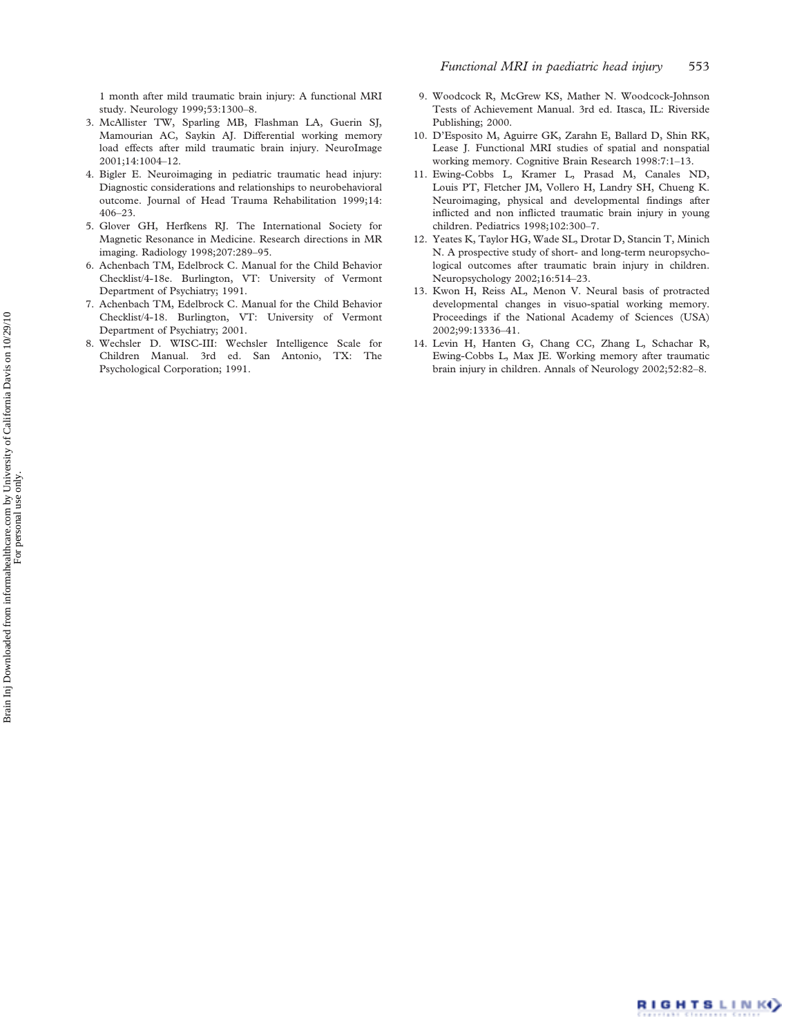1 month after mild traumatic brain injury: A functional MRI study. Neurology 1999;53:1300–8.

3. McAllister TW, Sparling MB, Flashman LA, Guerin SJ, Mamourian AC, Saykin AJ. Differential working memory load effects after mild traumatic brain injury. NeuroImage 2001;14:1004–12.
4. Bigler E. Neuroimaging in pediatric traumatic head injury: Diagnostic considerations and relationships to neurobehavioral outcome. Journal of Head Trauma Rehabilitation 1999;14: 406–23.
5. Glover GH, Herfkens RJ. The International Society for Magnetic Resonance in Medicine. Research directions in MR imaging. Radiology 1998;207:289–95.
6. Achenbach TM, Edelbrock C. Manual for the Child Behavior Checklist/4-18e. Burlington, VT: University of Vermont Department of Psychiatry; 1991.
7. Achenbach TM, Edelbrock C. Manual for the Child Behavior Checklist/4-18. Burlington, VT: University of Vermont Department of Psychiatry; 2001.
8. Wechsler D. WISC-III: Wechsler Intelligence Scale for Children Manual. 3rd ed. San Antonio, TX: The Psychological Corporation; 1991.
9. Woodcock R, McGrew KS, Mather N. Woodcock-Johnson Tests of Achievement Manual. 3rd ed. Itasca, IL: Riverside Publishing; 2000.
10. D'Esposito M, Aguirre GK, Zarahn E, Ballard D, Shin RK, Lease J. Functional MRI studies of spatial and nonspatial working memory. Cognitive Brain Research 1998:7:1–13.
11. Ewing-Cobbs L, Kramer L, Prasad M, Canales ND, Louis PT, Fletcher JM, Vollero H, Landry SH, Chueng K. Neuroimaging, physical and developmental findings after inflicted and non inflicted traumatic brain injury in young children. Pediatrics 1998;102:300–7.
12. Yeates K, Taylor HG, Wade SL, Drotar D, Stancin T, Minich N. A prospective study of short- and long-term neuropsychological outcomes after traumatic brain injury in children. Neuropsychology 2002;16:514–23.
13. Kwon H, Reiss AL, Menon V. Neural basis of protracted developmental changes in visuo-spatial working memory. Proceedings if the National Academy of Sciences (USA) 2002;99:13336–41.
14. Levin H, Hanten G, Chang CC, Zhang L, Schachar R, Ewing-Cobbs L, Max JE. Working memory after traumatic brain injury in children. Annals of Neurology 2002;52:82–8.